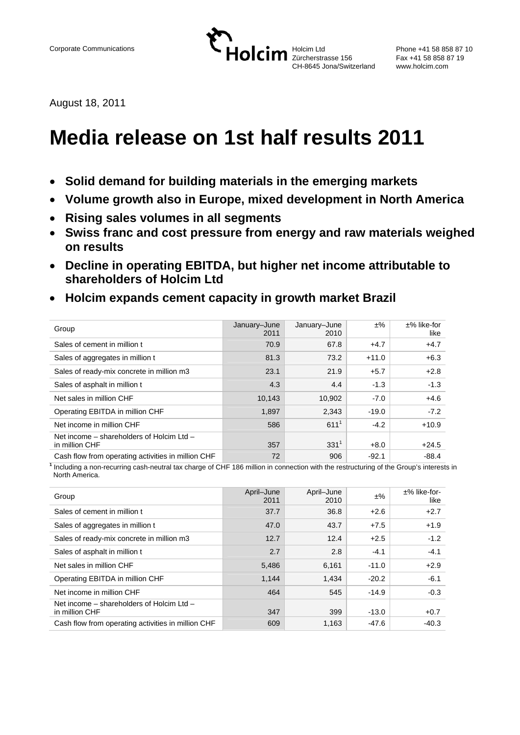Corporate Communications

Holcim Ltd
Zürcherstrasse 156
CH-8645 Jona/Switzerland

Phone +41 58 858 87 10
Fax +41 58 858 87 19
www.holcim.com

August 18, 2011

# Media release on 1st half results 2011

- **Solid demand for building materials in the emerging markets**
- **Volume growth also in Europe, mixed development in North America**
- **Rising sales volumes in all segments**
- **Swiss franc and cost pressure from energy and raw materials weighed on results**
- **Decline in operating EBITDA, but higher net income attributable to shareholders of Holcim Ltd**
- **Holcim expands cement capacity in growth market Brazil**

| Group | January–June 2011 | January–June 2010 | ±% | ±% like-for like |
|---|---|---|---|---|
| Sales of cement in million t | 70.9 | 67.8 | +4.7 | +4.7 |
| Sales of aggregates in million t | 81.3 | 73.2 | +11.0 | +6.3 |
| Sales of ready-mix concrete in million m3 | 23.1 | 21.9 | +5.7 | +2.8 |
| Sales of asphalt in million t | 4.3 | 4.4 | -1.3 | -1.3 |
| Net sales in million CHF | 10,143 | 10,902 | -7.0 | +4.6 |
| Operating EBITDA in million CHF | 1,897 | 2,343 | -19.0 | -7.2 |
| Net income in million CHF | 586 | 611[1] | -4.2 | +10.9 |
| Net income – shareholders of Holcim Ltd – in million CHF | 357 | 331[1] | +8.0 | +24.5 |
| Cash flow from operating activities in million CHF | 72 | 906 | -92.1 | -88.4 |

[1] Including a non-recurring cash-neutral tax charge of CHF 186 million in connection with the restructuring of the Group's interests in North America.

| Group | April–June 2011 | April–June 2010 | ±% | ±% like-for-like |
|---|---|---|---|---|
| Sales of cement in million t | 37.7 | 36.8 | +2.6 | +2.7 |
| Sales of aggregates in million t | 47.0 | 43.7 | +7.5 | +1.9 |
| Sales of ready-mix concrete in million m3 | 12.7 | 12.4 | +2.5 | -1.2 |
| Sales of asphalt in million t | 2.7 | 2.8 | -4.1 | -4.1 |
| Net sales in million CHF | 5,486 | 6,161 | -11.0 | +2.9 |
| Operating EBITDA in million CHF | 1,144 | 1,434 | -20.2 | -6.1 |
| Net income in million CHF | 464 | 545 | -14.9 | -0.3 |
| Net income – shareholders of Holcim Ltd – in million CHF | 347 | 399 | -13.0 | +0.7 |
| Cash flow from operating activities in million CHF | 609 | 1,163 | -47.6 | -40.3 |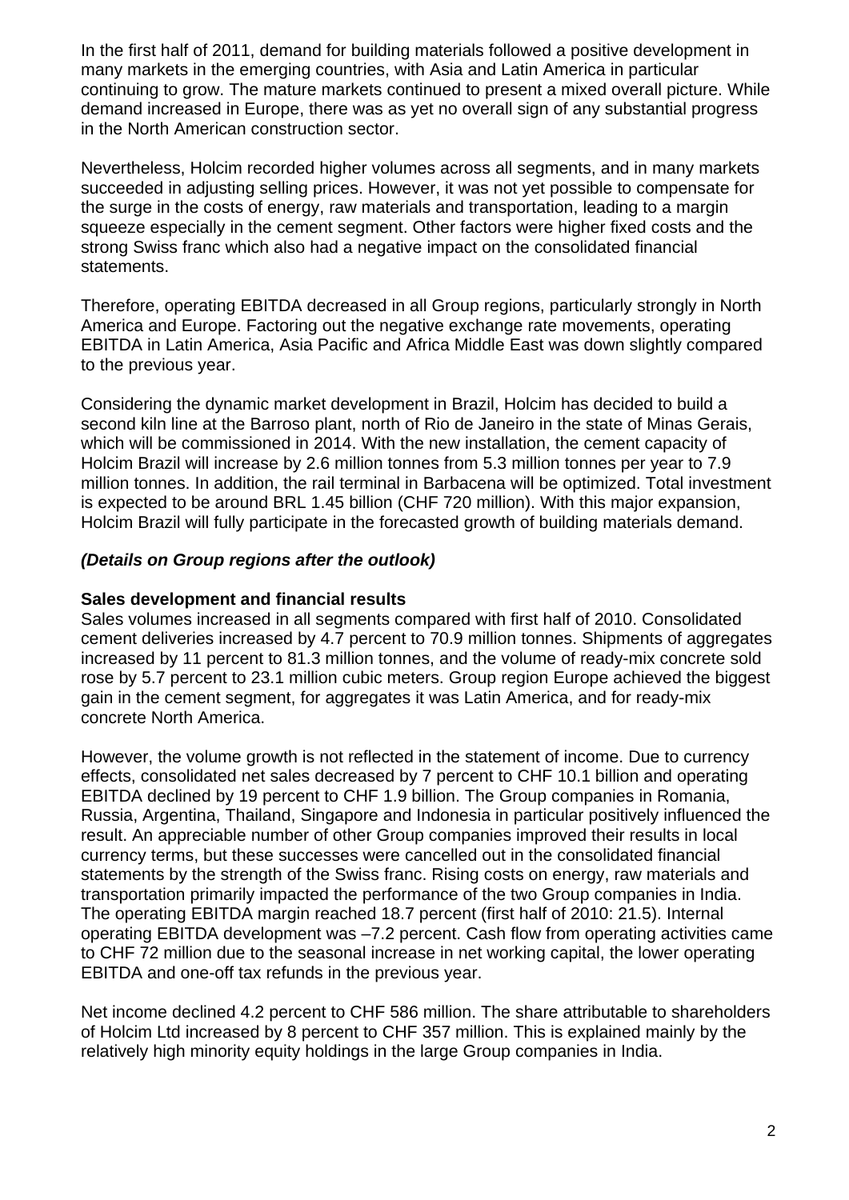In the first half of 2011, demand for building materials followed a positive development in many markets in the emerging countries, with Asia and Latin America in particular continuing to grow. The mature markets continued to present a mixed overall picture. While demand increased in Europe, there was as yet no overall sign of any substantial progress in the North American construction sector.

Nevertheless, Holcim recorded higher volumes across all segments, and in many markets succeeded in adjusting selling prices. However, it was not yet possible to compensate for the surge in the costs of energy, raw materials and transportation, leading to a margin squeeze especially in the cement segment. Other factors were higher fixed costs and the strong Swiss franc which also had a negative impact on the consolidated financial statements.

Therefore, operating EBITDA decreased in all Group regions, particularly strongly in North America and Europe. Factoring out the negative exchange rate movements, operating EBITDA in Latin America, Asia Pacific and Africa Middle East was down slightly compared to the previous year.

Considering the dynamic market development in Brazil, Holcim has decided to build a second kiln line at the Barroso plant, north of Rio de Janeiro in the state of Minas Gerais, which will be commissioned in 2014. With the new installation, the cement capacity of Holcim Brazil will increase by 2.6 million tonnes from 5.3 million tonnes per year to 7.9 million tonnes. In addition, the rail terminal in Barbacena will be optimized. Total investment is expected to be around BRL 1.45 billion (CHF 720 million). With this major expansion, Holcim Brazil will fully participate in the forecasted growth of building materials demand.

***(Details on Group regions after the outlook)***

**Sales development and financial results**

Sales volumes increased in all segments compared with first half of 2010. Consolidated cement deliveries increased by 4.7 percent to 70.9 million tonnes. Shipments of aggregates increased by 11 percent to 81.3 million tonnes, and the volume of ready-mix concrete sold rose by 5.7 percent to 23.1 million cubic meters. Group region Europe achieved the biggest gain in the cement segment, for aggregates it was Latin America, and for ready-mix concrete North America.

However, the volume growth is not reflected in the statement of income. Due to currency effects, consolidated net sales decreased by 7 percent to CHF 10.1 billion and operating EBITDA declined by 19 percent to CHF 1.9 billion. The Group companies in Romania, Russia, Argentina, Thailand, Singapore and Indonesia in particular positively influenced the result. An appreciable number of other Group companies improved their results in local currency terms, but these successes were cancelled out in the consolidated financial statements by the strength of the Swiss franc. Rising costs on energy, raw materials and transportation primarily impacted the performance of the two Group companies in India. The operating EBITDA margin reached 18.7 percent (first half of 2010: 21.5). Internal operating EBITDA development was –7.2 percent. Cash flow from operating activities came to CHF 72 million due to the seasonal increase in net working capital, the lower operating EBITDA and one-off tax refunds in the previous year.

Net income declined 4.2 percent to CHF 586 million. The share attributable to shareholders of Holcim Ltd increased by 8 percent to CHF 357 million. This is explained mainly by the relatively high minority equity holdings in the large Group companies in India.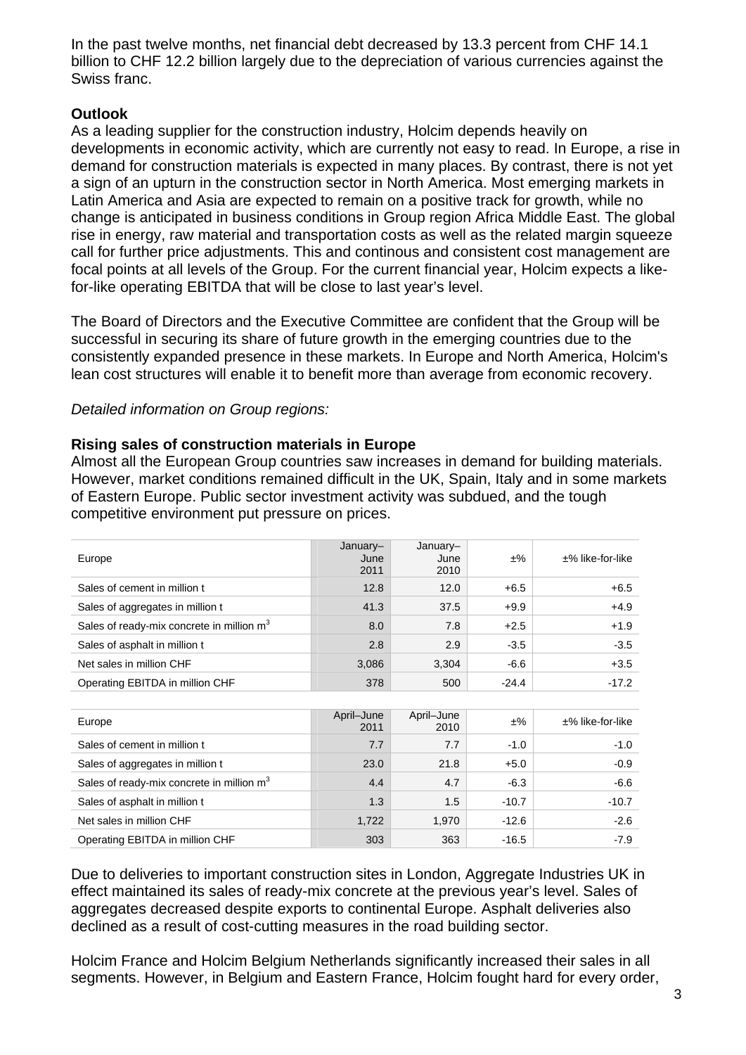In the past twelve months, net financial debt decreased by 13.3 percent from CHF 14.1 billion to CHF 12.2 billion largely due to the depreciation of various currencies against the Swiss franc.

**Outlook**

As a leading supplier for the construction industry, Holcim depends heavily on developments in economic activity, which are currently not easy to read. In Europe, a rise in demand for construction materials is expected in many places. By contrast, there is not yet a sign of an upturn in the construction sector in North America. Most emerging markets in Latin America and Asia are expected to remain on a positive track for growth, while no change is anticipated in business conditions in Group region Africa Middle East. The global rise in energy, raw material and transportation costs as well as the related margin squeeze call for further price adjustments. This and continous and consistent cost management are focal points at all levels of the Group. For the current financial year, Holcim expects a like-for-like operating EBITDA that will be close to last year's level.

The Board of Directors and the Executive Committee are confident that the Group will be successful in securing its share of future growth in the emerging countries due to the consistently expanded presence in these markets. In Europe and North America, Holcim's lean cost structures will enable it to benefit more than average from economic recovery.

*Detailed information on Group regions:*

**Rising sales of construction materials in Europe**

Almost all the European Group countries saw increases in demand for building materials. However, market conditions remained difficult in the UK, Spain, Italy and in some markets of Eastern Europe. Public sector investment activity was subdued, and the tough competitive environment put pressure on prices.

| Europe | January–June 2011 | January–June 2010 | ±% | ±% like-for-like |
|---|---|---|---|---|
| Sales of cement in million t | 12.8 | 12.0 | +6.5 | +6.5 |
| Sales of aggregates in million t | 41.3 | 37.5 | +9.9 | +4.9 |
| Sales of ready-mix concrete in million $m^3$ | 8.0 | 7.8 | +2.5 | +1.9 |
| Sales of asphalt in million t | 2.8 | 2.9 | -3.5 | -3.5 |
| Net sales in million CHF | 3,086 | 3,304 | -6.6 | +3.5 |
| Operating EBITDA in million CHF | 378 | 500 | -24.4 | -17.2 |

| Europe | April–June 2011 | April–June 2010 | ±% | ±% like-for-like |
|---|---|---|---|---|
| Sales of cement in million t | 7.7 | 7.7 | -1.0 | -1.0 |
| Sales of aggregates in million t | 23.0 | 21.8 | +5.0 | -0.9 |
| Sales of ready-mix concrete in million $m^3$ | 4.4 | 4.7 | -6.3 | -6.6 |
| Sales of asphalt in million t | 1.3 | 1.5 | -10.7 | -10.7 |
| Net sales in million CHF | 1,722 | 1,970 | -12.6 | -2.6 |
| Operating EBITDA in million CHF | 303 | 363 | -16.5 | -7.9 |

Due to deliveries to important construction sites in London, Aggregate Industries UK in effect maintained its sales of ready-mix concrete at the previous year's level. Sales of aggregates decreased despite exports to continental Europe. Asphalt deliveries also declined as a result of cost-cutting measures in the road building sector.

Holcim France and Holcim Belgium Netherlands significantly increased their sales in all segments. However, in Belgium and Eastern France, Holcim fought hard for every order,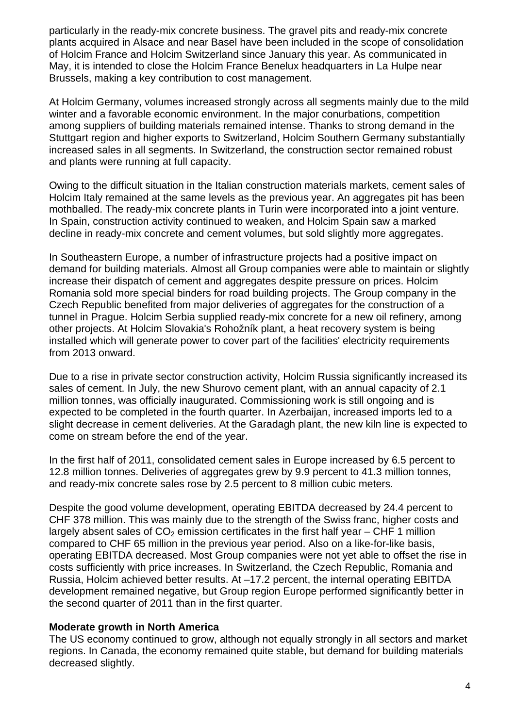particularly in the ready-mix concrete business. The gravel pits and ready-mix concrete plants acquired in Alsace and near Basel have been included in the scope of consolidation of Holcim France and Holcim Switzerland since January this year. As communicated in May, it is intended to close the Holcim France Benelux headquarters in La Hulpe near Brussels, making a key contribution to cost management.

At Holcim Germany, volumes increased strongly across all segments mainly due to the mild winter and a favorable economic environment. In the major conurbations, competition among suppliers of building materials remained intense. Thanks to strong demand in the Stuttgart region and higher exports to Switzerland, Holcim Southern Germany substantially increased sales in all segments. In Switzerland, the construction sector remained robust and plants were running at full capacity.

Owing to the difficult situation in the Italian construction materials markets, cement sales of Holcim Italy remained at the same levels as the previous year. An aggregates pit has been mothballed. The ready-mix concrete plants in Turin were incorporated into a joint venture. In Spain, construction activity continued to weaken, and Holcim Spain saw a marked decline in ready-mix concrete and cement volumes, but sold slightly more aggregates.

In Southeastern Europe, a number of infrastructure projects had a positive impact on demand for building materials. Almost all Group companies were able to maintain or slightly increase their dispatch of cement and aggregates despite pressure on prices. Holcim Romania sold more special binders for road building projects. The Group company in the Czech Republic benefited from major deliveries of aggregates for the construction of a tunnel in Prague. Holcim Serbia supplied ready-mix concrete for a new oil refinery, among other projects. At Holcim Slovakia's Rohožník plant, a heat recovery system is being installed which will generate power to cover part of the facilities' electricity requirements from 2013 onward.

Due to a rise in private sector construction activity, Holcim Russia significantly increased its sales of cement. In July, the new Shurovo cement plant, with an annual capacity of 2.1 million tonnes, was officially inaugurated. Commissioning work is still ongoing and is expected to be completed in the fourth quarter. In Azerbaijan, increased imports led to a slight decrease in cement deliveries. At the Garadagh plant, the new kiln line is expected to come on stream before the end of the year.

In the first half of 2011, consolidated cement sales in Europe increased by 6.5 percent to 12.8 million tonnes. Deliveries of aggregates grew by 9.9 percent to 41.3 million tonnes, and ready-mix concrete sales rose by 2.5 percent to 8 million cubic meters.

Despite the good volume development, operating EBITDA decreased by 24.4 percent to CHF 378 million. This was mainly due to the strength of the Swiss franc, higher costs and largely absent sales of $CO_2$ emission certificates in the first half year – CHF 1 million compared to CHF 65 million in the previous year period. Also on a like-for-like basis, operating EBITDA decreased. Most Group companies were not yet able to offset the rise in costs sufficiently with price increases. In Switzerland, the Czech Republic, Romania and Russia, Holcim achieved better results. At –17.2 percent, the internal operating EBITDA development remained negative, but Group region Europe performed significantly better in the second quarter of 2011 than in the first quarter.

**Moderate growth in North America**
The US economy continued to grow, although not equally strongly in all sectors and market regions. In Canada, the economy remained quite stable, but demand for building materials decreased slightly.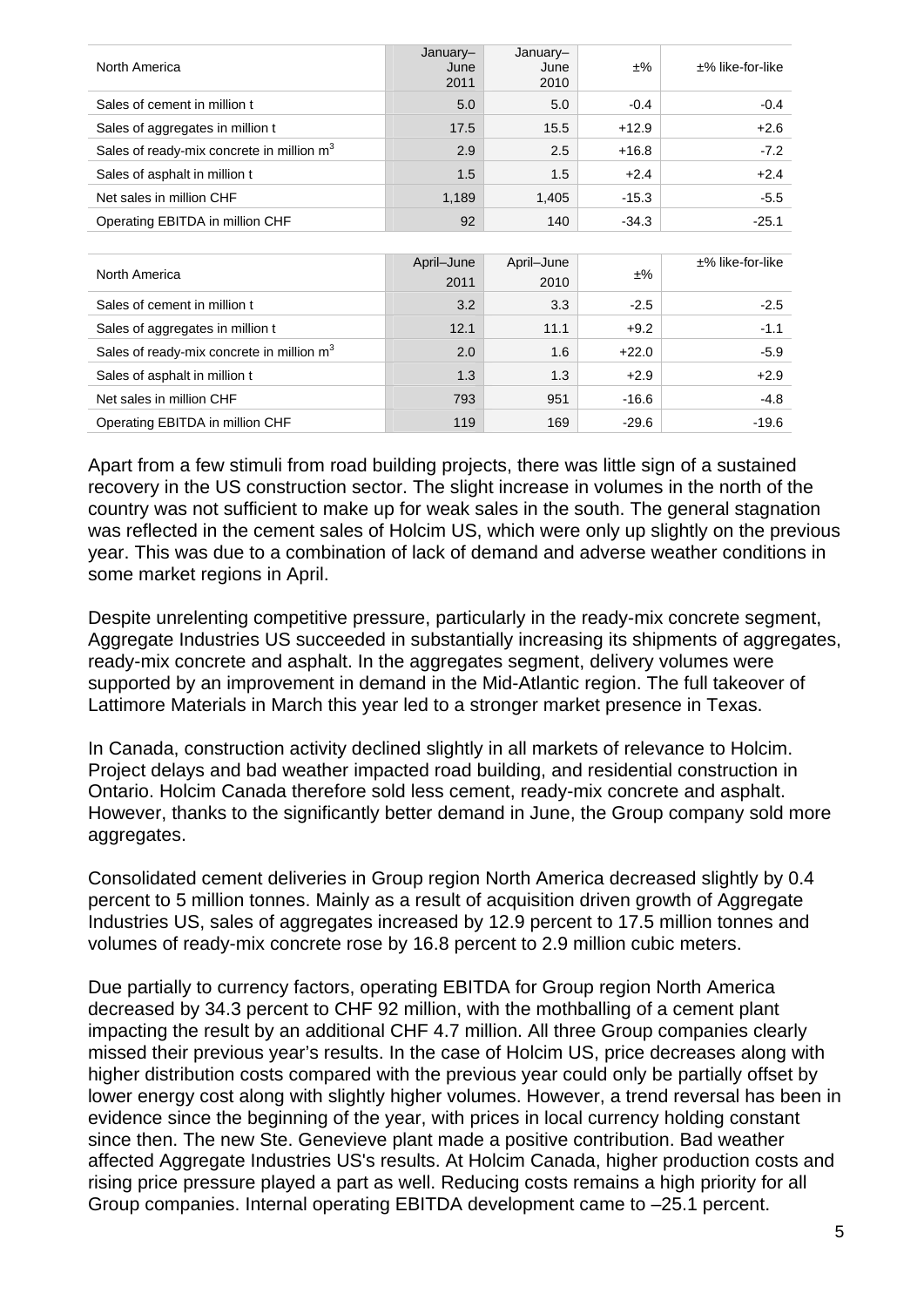| North America | January–June 2011 | January–June 2010 | ±% | ±% like-for-like |
|---|---|---|---|---|
| Sales of cement in million t | 5.0 | 5.0 | -0.4 | -0.4 |
| Sales of aggregates in million t | 17.5 | 15.5 | +12.9 | +2.6 |
| Sales of ready-mix concrete in million $m^3$ | 2.9 | 2.5 | +16.8 | -7.2 |
| Sales of asphalt in million t | 1.5 | 1.5 | +2.4 | +2.4 |
| Net sales in million CHF | 1,189 | 1,405 | -15.3 | -5.5 |
| Operating EBITDA in million CHF | 92 | 140 | -34.3 | -25.1 |

| North America | April–June 2011 | April–June 2010 | ±% | ±% like-for-like |
|---|---|---|---|---|
| Sales of cement in million t | 3.2 | 3.3 | -2.5 | -2.5 |
| Sales of aggregates in million t | 12.1 | 11.1 | +9.2 | -1.1 |
| Sales of ready-mix concrete in million $m^3$ | 2.0 | 1.6 | +22.0 | -5.9 |
| Sales of asphalt in million t | 1.3 | 1.3 | +2.9 | +2.9 |
| Net sales in million CHF | 793 | 951 | -16.6 | -4.8 |
| Operating EBITDA in million CHF | 119 | 169 | -29.6 | -19.6 |

Apart from a few stimuli from road building projects, there was little sign of a sustained recovery in the US construction sector. The slight increase in volumes in the north of the country was not sufficient to make up for weak sales in the south. The general stagnation was reflected in the cement sales of Holcim US, which were only up slightly on the previous year. This was due to a combination of lack of demand and adverse weather conditions in some market regions in April.

Despite unrelenting competitive pressure, particularly in the ready-mix concrete segment, Aggregate Industries US succeeded in substantially increasing its shipments of aggregates, ready-mix concrete and asphalt. In the aggregates segment, delivery volumes were supported by an improvement in demand in the Mid-Atlantic region. The full takeover of Lattimore Materials in March this year led to a stronger market presence in Texas.

In Canada, construction activity declined slightly in all markets of relevance to Holcim. Project delays and bad weather impacted road building, and residential construction in Ontario. Holcim Canada therefore sold less cement, ready-mix concrete and asphalt. However, thanks to the significantly better demand in June, the Group company sold more aggregates.

Consolidated cement deliveries in Group region North America decreased slightly by 0.4 percent to 5 million tonnes. Mainly as a result of acquisition driven growth of Aggregate Industries US, sales of aggregates increased by 12.9 percent to 17.5 million tonnes and volumes of ready-mix concrete rose by 16.8 percent to 2.9 million cubic meters.

Due partially to currency factors, operating EBITDA for Group region North America decreased by 34.3 percent to CHF 92 million, with the mothballing of a cement plant impacting the result by an additional CHF 4.7 million. All three Group companies clearly missed their previous year's results. In the case of Holcim US, price decreases along with higher distribution costs compared with the previous year could only be partially offset by lower energy cost along with slightly higher volumes. However, a trend reversal has been in evidence since the beginning of the year, with prices in local currency holding constant since then. The new Ste. Genevieve plant made a positive contribution. Bad weather affected Aggregate Industries US's results. At Holcim Canada, higher production costs and rising price pressure played a part as well. Reducing costs remains a high priority for all Group companies. Internal operating EBITDA development came to –25.1 percent.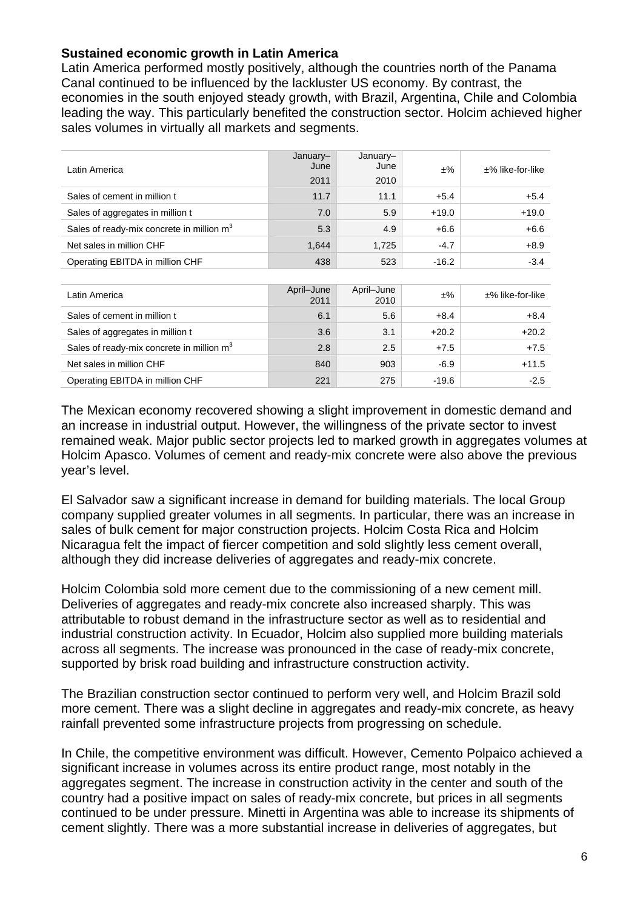**Sustained economic growth in Latin America**

Latin America performed mostly positively, although the countries north of the Panama Canal continued to be influenced by the lackluster US economy. By contrast, the economies in the south enjoyed steady growth, with Brazil, Argentina, Chile and Colombia leading the way. This particularly benefited the construction sector. Holcim achieved higher sales volumes in virtually all markets and segments.

| Latin America | January–June 2011 | January–June 2010 | ±% | ±% like-for-like |
|---|---|---|---|---|
| Sales of cement in million t | 11.7 | 11.1 | +5.4 | +5.4 |
| Sales of aggregates in million t | 7.0 | 5.9 | +19.0 | +19.0 |
| Sales of ready-mix concrete in million $m^3$ | 5.3 | 4.9 | +6.6 | +6.6 |
| Net sales in million CHF | 1,644 | 1,725 | -4.7 | +8.9 |
| Operating EBITDA in million CHF | 438 | 523 | -16.2 | -3.4 |

| Latin America | April–June 2011 | April–June 2010 | ±% | ±% like-for-like |
|---|---|---|---|---|
| Sales of cement in million t | 6.1 | 5.6 | +8.4 | +8.4 |
| Sales of aggregates in million t | 3.6 | 3.1 | +20.2 | +20.2 |
| Sales of ready-mix concrete in million $m^3$ | 2.8 | 2.5 | +7.5 | +7.5 |
| Net sales in million CHF | 840 | 903 | -6.9 | +11.5 |
| Operating EBITDA in million CHF | 221 | 275 | -19.6 | -2.5 |

The Mexican economy recovered showing a slight improvement in domestic demand and an increase in industrial output. However, the willingness of the private sector to invest remained weak. Major public sector projects led to marked growth in aggregates volumes at Holcim Apasco. Volumes of cement and ready-mix concrete were also above the previous year's level.

El Salvador saw a significant increase in demand for building materials. The local Group company supplied greater volumes in all segments. In particular, there was an increase in sales of bulk cement for major construction projects. Holcim Costa Rica and Holcim Nicaragua felt the impact of fiercer competition and sold slightly less cement overall, although they did increase deliveries of aggregates and ready-mix concrete.

Holcim Colombia sold more cement due to the commissioning of a new cement mill. Deliveries of aggregates and ready-mix concrete also increased sharply. This was attributable to robust demand in the infrastructure sector as well as to residential and industrial construction activity. In Ecuador, Holcim also supplied more building materials across all segments. The increase was pronounced in the case of ready-mix concrete, supported by brisk road building and infrastructure construction activity.

The Brazilian construction sector continued to perform very well, and Holcim Brazil sold more cement. There was a slight decline in aggregates and ready-mix concrete, as heavy rainfall prevented some infrastructure projects from progressing on schedule.

In Chile, the competitive environment was difficult. However, Cemento Polpaico achieved a significant increase in volumes across its entire product range, most notably in the aggregates segment. The increase in construction activity in the center and south of the country had a positive impact on sales of ready-mix concrete, but prices in all segments continued to be under pressure. Minetti in Argentina was able to increase its shipments of cement slightly. There was a more substantial increase in deliveries of aggregates, but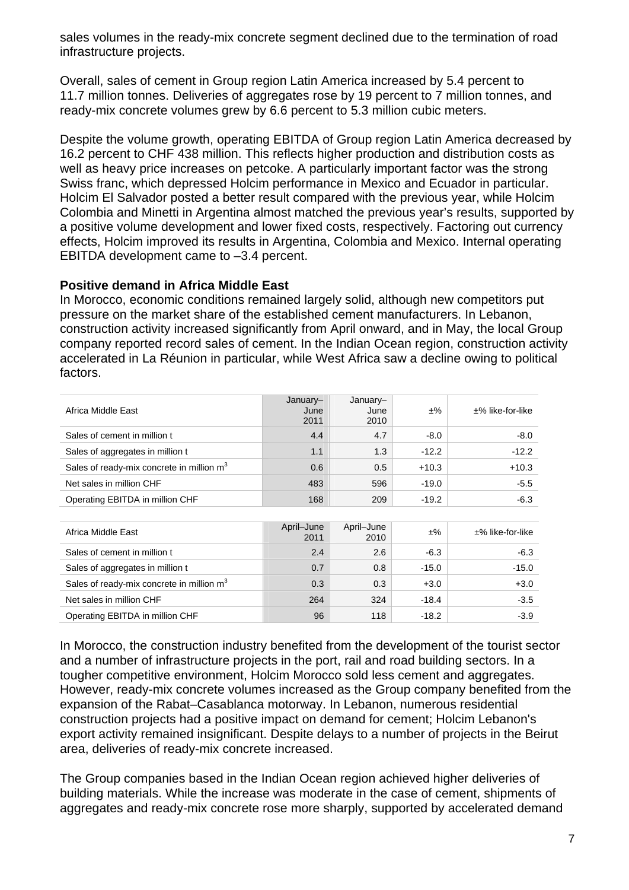sales volumes in the ready-mix concrete segment declined due to the termination of road infrastructure projects.

Overall, sales of cement in Group region Latin America increased by 5.4 percent to 11.7 million tonnes. Deliveries of aggregates rose by 19 percent to 7 million tonnes, and ready-mix concrete volumes grew by 6.6 percent to 5.3 million cubic meters.

Despite the volume growth, operating EBITDA of Group region Latin America decreased by 16.2 percent to CHF 438 million. This reflects higher production and distribution costs as well as heavy price increases on petcoke. A particularly important factor was the strong Swiss franc, which depressed Holcim performance in Mexico and Ecuador in particular. Holcim El Salvador posted a better result compared with the previous year, while Holcim Colombia and Minetti in Argentina almost matched the previous year's results, supported by a positive volume development and lower fixed costs, respectively. Factoring out currency effects, Holcim improved its results in Argentina, Colombia and Mexico. Internal operating EBITDA development came to –3.4 percent.

**Positive demand in Africa Middle East**

In Morocco, economic conditions remained largely solid, although new competitors put pressure on the market share of the established cement manufacturers. In Lebanon, construction activity increased significantly from April onward, and in May, the local Group company reported record sales of cement. In the Indian Ocean region, construction activity accelerated in La Réunion in particular, while West Africa saw a decline owing to political factors.

| Africa Middle East | January–June 2011 | January–June 2010 | ±% | ±% like-for-like |
|---|---|---|---|---|
| Sales of cement in million t | 4.4 | 4.7 | -8.0 | -8.0 |
| Sales of aggregates in million t | 1.1 | 1.3 | -12.2 | -12.2 |
| Sales of ready-mix concrete in million $m^3$ | 0.6 | 0.5 | +10.3 | +10.3 |
| Net sales in million CHF | 483 | 596 | -19.0 | -5.5 |
| Operating EBITDA in million CHF | 168 | 209 | -19.2 | -6.3 |

| Africa Middle East | April–June 2011 | April–June 2010 | ±% | ±% like-for-like |
|---|---|---|---|---|
| Sales of cement in million t | 2.4 | 2.6 | -6.3 | -6.3 |
| Sales of aggregates in million t | 0.7 | 0.8 | -15.0 | -15.0 |
| Sales of ready-mix concrete in million $m^3$ | 0.3 | 0.3 | +3.0 | +3.0 |
| Net sales in million CHF | 264 | 324 | -18.4 | -3.5 |
| Operating EBITDA in million CHF | 96 | 118 | -18.2 | -3.9 |

In Morocco, the construction industry benefited from the development of the tourist sector and a number of infrastructure projects in the port, rail and road building sectors. In a tougher competitive environment, Holcim Morocco sold less cement and aggregates. However, ready-mix concrete volumes increased as the Group company benefited from the expansion of the Rabat–Casablanca motorway. In Lebanon, numerous residential construction projects had a positive impact on demand for cement; Holcim Lebanon's export activity remained insignificant. Despite delays to a number of projects in the Beirut area, deliveries of ready-mix concrete increased.

The Group companies based in the Indian Ocean region achieved higher deliveries of building materials. While the increase was moderate in the case of cement, shipments of aggregates and ready-mix concrete rose more sharply, supported by accelerated demand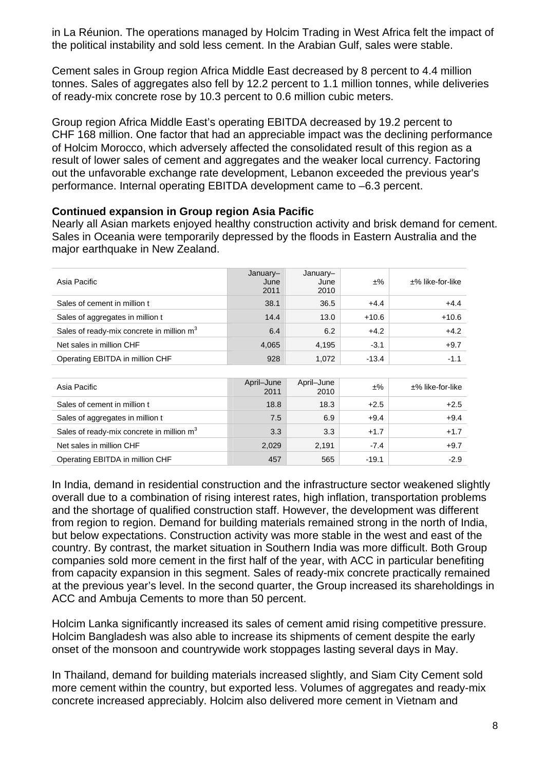in La Réunion. The operations managed by Holcim Trading in West Africa felt the impact of the political instability and sold less cement. In the Arabian Gulf, sales were stable.

Cement sales in Group region Africa Middle East decreased by 8 percent to 4.4 million tonnes. Sales of aggregates also fell by 12.2 percent to 1.1 million tonnes, while deliveries of ready-mix concrete rose by 10.3 percent to 0.6 million cubic meters.

Group region Africa Middle East's operating EBITDA decreased by 19.2 percent to CHF 168 million. One factor that had an appreciable impact was the declining performance of Holcim Morocco, which adversely affected the consolidated result of this region as a result of lower sales of cement and aggregates and the weaker local currency. Factoring out the unfavorable exchange rate development, Lebanon exceeded the previous year's performance. Internal operating EBITDA development came to –6.3 percent.

**Continued expansion in Group region Asia Pacific**

Nearly all Asian markets enjoyed healthy construction activity and brisk demand for cement. Sales in Oceania were temporarily depressed by the floods in Eastern Australia and the major earthquake in New Zealand.

| Asia Pacific | January–June 2011 | January–June 2010 | ±% | ±% like-for-like |
|---|---|---|---|---|
| Sales of cement in million t | 38.1 | 36.5 | +4.4 | +4.4 |
| Sales of aggregates in million t | 14.4 | 13.0 | +10.6 | +10.6 |
| Sales of ready-mix concrete in million $m^3$ | 6.4 | 6.2 | +4.2 | +4.2 |
| Net sales in million CHF | 4,065 | 4,195 | -3.1 | +9.7 |
| Operating EBITDA in million CHF | 928 | 1,072 | -13.4 | -1.1 |

| Asia Pacific | April–June 2011 | April–June 2010 | ±% | ±% like-for-like |
|---|---|---|---|---|
| Sales of cement in million t | 18.8 | 18.3 | +2.5 | +2.5 |
| Sales of aggregates in million t | 7.5 | 6.9 | +9.4 | +9.4 |
| Sales of ready-mix concrete in million $m^3$ | 3.3 | 3.3 | +1.7 | +1.7 |
| Net sales in million CHF | 2,029 | 2,191 | -7.4 | +9.7 |
| Operating EBITDA in million CHF | 457 | 565 | -19.1 | -2.9 |

In India, demand in residential construction and the infrastructure sector weakened slightly overall due to a combination of rising interest rates, high inflation, transportation problems and the shortage of qualified construction staff. However, the development was different from region to region. Demand for building materials remained strong in the north of India, but below expectations. Construction activity was more stable in the west and east of the country. By contrast, the market situation in Southern India was more difficult. Both Group companies sold more cement in the first half of the year, with ACC in particular benefiting from capacity expansion in this segment. Sales of ready-mix concrete practically remained at the previous year's level. In the second quarter, the Group increased its shareholdings in ACC and Ambuja Cements to more than 50 percent.

Holcim Lanka significantly increased its sales of cement amid rising competitive pressure. Holcim Bangladesh was also able to increase its shipments of cement despite the early onset of the monsoon and countrywide work stoppages lasting several days in May.

In Thailand, demand for building materials increased slightly, and Siam City Cement sold more cement within the country, but exported less. Volumes of aggregates and ready-mix concrete increased appreciably. Holcim also delivered more cement in Vietnam and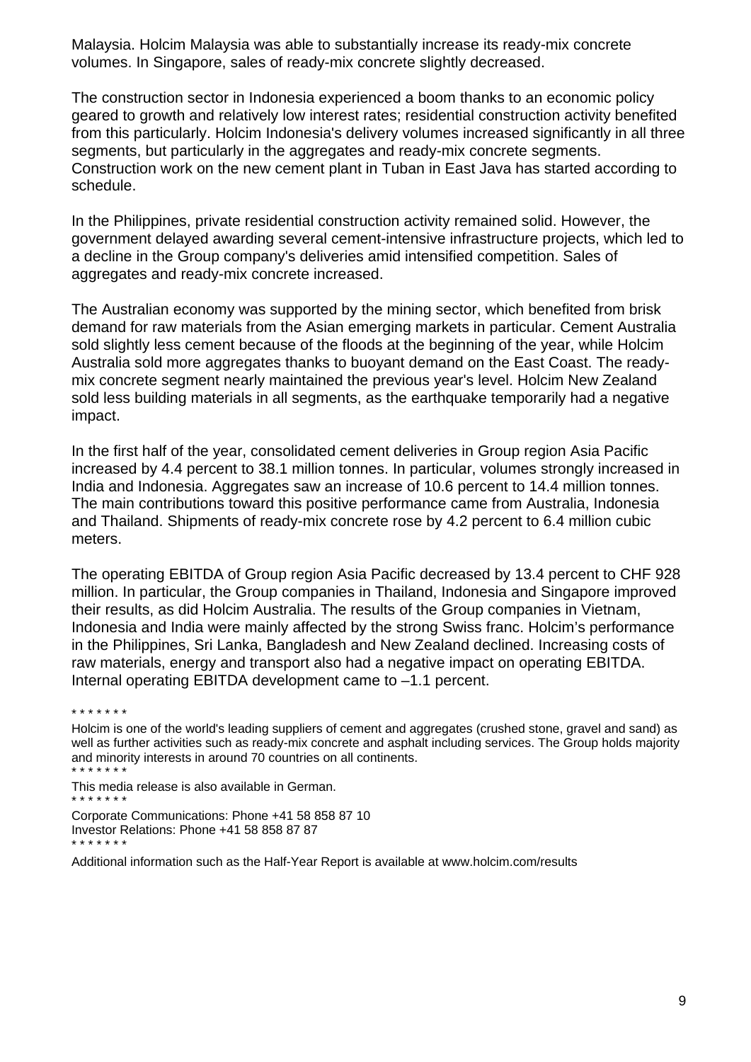Malaysia. Holcim Malaysia was able to substantially increase its ready-mix concrete volumes. In Singapore, sales of ready-mix concrete slightly decreased.

The construction sector in Indonesia experienced a boom thanks to an economic policy geared to growth and relatively low interest rates; residential construction activity benefited from this particularly. Holcim Indonesia's delivery volumes increased significantly in all three segments, but particularly in the aggregates and ready-mix concrete segments. Construction work on the new cement plant in Tuban in East Java has started according to schedule.

In the Philippines, private residential construction activity remained solid. However, the government delayed awarding several cement-intensive infrastructure projects, which led to a decline in the Group company's deliveries amid intensified competition. Sales of aggregates and ready-mix concrete increased.

The Australian economy was supported by the mining sector, which benefited from brisk demand for raw materials from the Asian emerging markets in particular. Cement Australia sold slightly less cement because of the floods at the beginning of the year, while Holcim Australia sold more aggregates thanks to buoyant demand on the East Coast. The ready-mix concrete segment nearly maintained the previous year's level. Holcim New Zealand sold less building materials in all segments, as the earthquake temporarily had a negative impact.

In the first half of the year, consolidated cement deliveries in Group region Asia Pacific increased by 4.4 percent to 38.1 million tonnes. In particular, volumes strongly increased in India and Indonesia. Aggregates saw an increase of 10.6 percent to 14.4 million tonnes. The main contributions toward this positive performance came from Australia, Indonesia and Thailand. Shipments of ready-mix concrete rose by 4.2 percent to 6.4 million cubic meters.

The operating EBITDA of Group region Asia Pacific decreased by 13.4 percent to CHF 928 million. In particular, the Group companies in Thailand, Indonesia and Singapore improved their results, as did Holcim Australia. The results of the Group companies in Vietnam, Indonesia and India were mainly affected by the strong Swiss franc. Holcim's performance in the Philippines, Sri Lanka, Bangladesh and New Zealand declined. Increasing costs of raw materials, energy and transport also had a negative impact on operating EBITDA. Internal operating EBITDA development came to –1.1 percent.

\* \* \* \* \* \* \*

Holcim is one of the world's leading suppliers of cement and aggregates (crushed stone, gravel and sand) as well as further activities such as ready-mix concrete and asphalt including services. The Group holds majority and minority interests in around 70 countries on all continents.

\* \* \* \* \* \* \*

This media release is also available in German.

\* \* \* \* \* \* \*

Corporate Communications: Phone +41 58 858 87 10
Investor Relations: Phone +41 58 858 87 87

\* \* \* \* \* \* \*

Additional information such as the Half-Year Report is available at www.holcim.com/results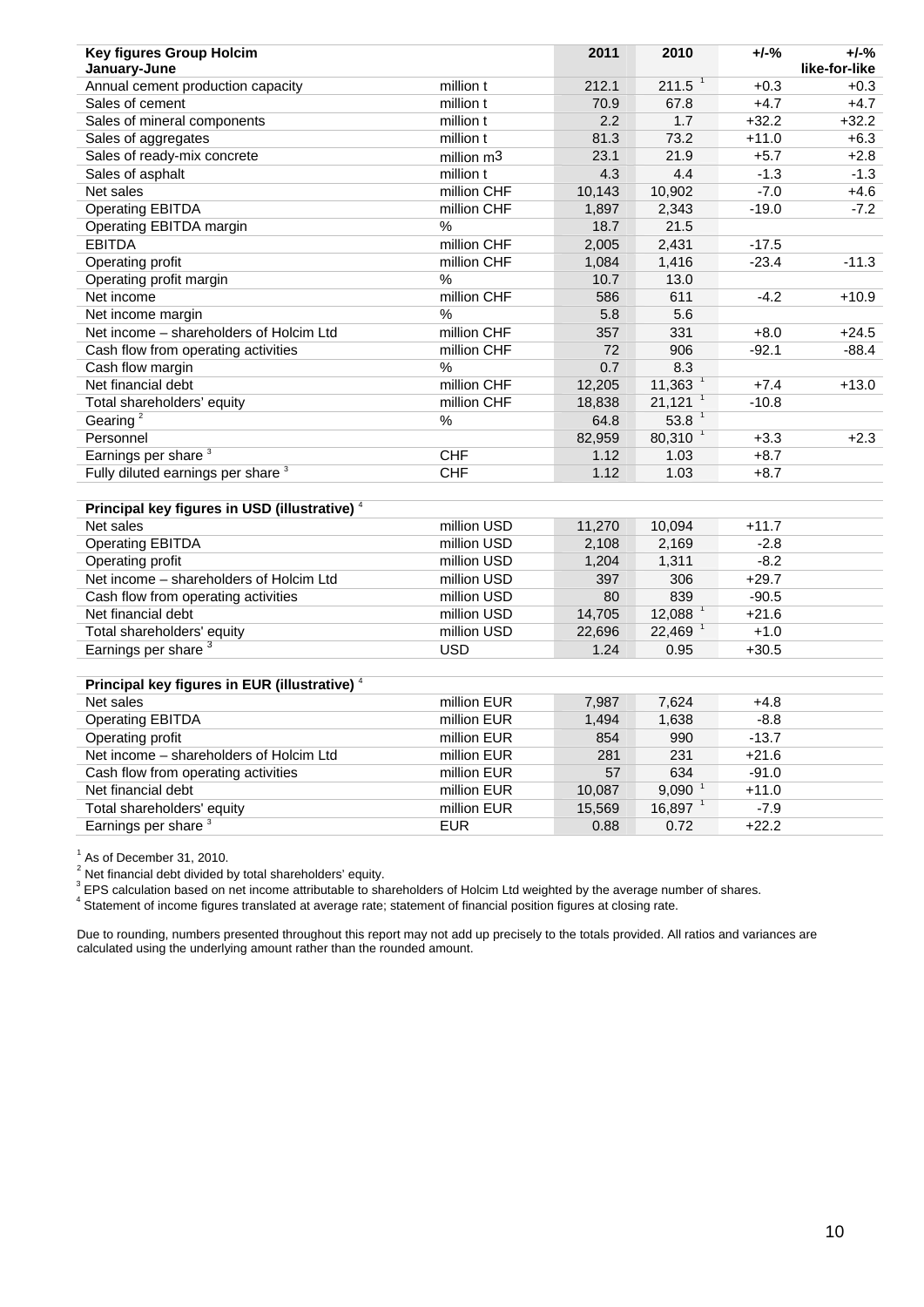| Key figures Group Holcim January-June | | 2011 | 2010 | +/-% | +/-% like-for-like |
|---|---|---|---|---|---|
| Annual cement production capacity | million t | 212.1 | 211.5 [1] | +0.3 | +0.3 |
| Sales of cement | million t | 70.9 | 67.8 | +4.7 | +4.7 |
| Sales of mineral components | million t | 2.2 | 1.7 | +32.2 | +32.2 |
| Sales of aggregates | million t | 81.3 | 73.2 | +11.0 | +6.3 |
| Sales of ready-mix concrete | million $m^3$ | 23.1 | 21.9 | +5.7 | +2.8 |
| Sales of asphalt | million t | 4.3 | 4.4 | -1.3 | -1.3 |
| Net sales | million CHF | 10,143 | 10,902 | -7.0 | +4.6 |
| Operating EBITDA | million CHF | 1,897 | 2,343 | -19.0 | -7.2 |
| Operating EBITDA margin | % | 18.7 | 21.5 | | |
| EBITDA | million CHF | 2,005 | 2,431 | -17.5 | |
| Operating profit | million CHF | 1,084 | 1,416 | -23.4 | -11.3 |
| Operating profit margin | % | 10.7 | 13.0 | | |
| Net income | million CHF | 586 | 611 | -4.2 | +10.9 |
| Net income margin | % | 5.8 | 5.6 | | |
| Net income – shareholders of Holcim Ltd | million CHF | 357 | 331 | +8.0 | +24.5 |
| Cash flow from operating activities | million CHF | 72 | 906 | -92.1 | -88.4 |
| Cash flow margin | % | 0.7 | 8.3 | | |
| Net financial debt | million CHF | 12,205 | 11,363 [1] | +7.4 | +13.0 |
| Total shareholders' equity | million CHF | 18,838 | 21,121 [1] | -10.8 | |
| Gearing [2] | % | 64.8 | 53.8 [1] | | |
| Personnel | | 82,959 | 80,310 [1] | +3.3 | +2.3 |
| Earnings per share [3] | CHF | 1.12 | 1.03 | +8.7 | |
| Fully diluted earnings per share [3] | CHF | 1.12 | 1.03 | +8.7 | |

| Principal key figures in USD (illustrative) [4] | | | | |
|---|---|---|---|---|
| Net sales | million USD | 11,270 | 10,094 | +11.7 |
| Operating EBITDA | million USD | 2,108 | 2,169 | -2.8 |
| Operating profit | million USD | 1,204 | 1,311 | -8.2 |
| Net income – shareholders of Holcim Ltd | million USD | 397 | 306 | +29.7 |
| Cash flow from operating activities | million USD | 80 | 839 | -90.5 |
| Net financial debt | million USD | 14,705 | 12,088 [1] | +21.6 |
| Total shareholders' equity | million USD | 22,696 | 22,469 [1] | +1.0 |
| Earnings per share [3] | USD | 1.24 | 0.95 | +30.5 |

| Principal key figures in EUR (illustrative) [4] | | | | |
|---|---|---|---|---|
| Net sales | million EUR | 7,987 | 7,624 | +4.8 |
| Operating EBITDA | million EUR | 1,494 | 1,638 | -8.8 |
| Operating profit | million EUR | 854 | 990 | -13.7 |
| Net income – shareholders of Holcim Ltd | million EUR | 281 | 231 | +21.6 |
| Cash flow from operating activities | million EUR | 57 | 634 | -91.0 |
| Net financial debt | million EUR | 10,087 | 9,090 [1] | +11.0 |
| Total shareholders' equity | million EUR | 15,569 | 16,897 [1] | -7.9 |
| Earnings per share [3] | EUR | 0.88 | 0.72 | +22.2 |

[1] As of December 31, 2010.
[2] Net financial debt divided by total shareholders' equity.
[3] EPS calculation based on net income attributable to shareholders of Holcim Ltd weighted by the average number of shares.
[4] Statement of income figures translated at average rate; statement of financial position figures at closing rate.

Due to rounding, numbers presented throughout this report may not add up precisely to the totals provided. All ratios and variances are calculated using the underlying amount rather than the rounded amount.